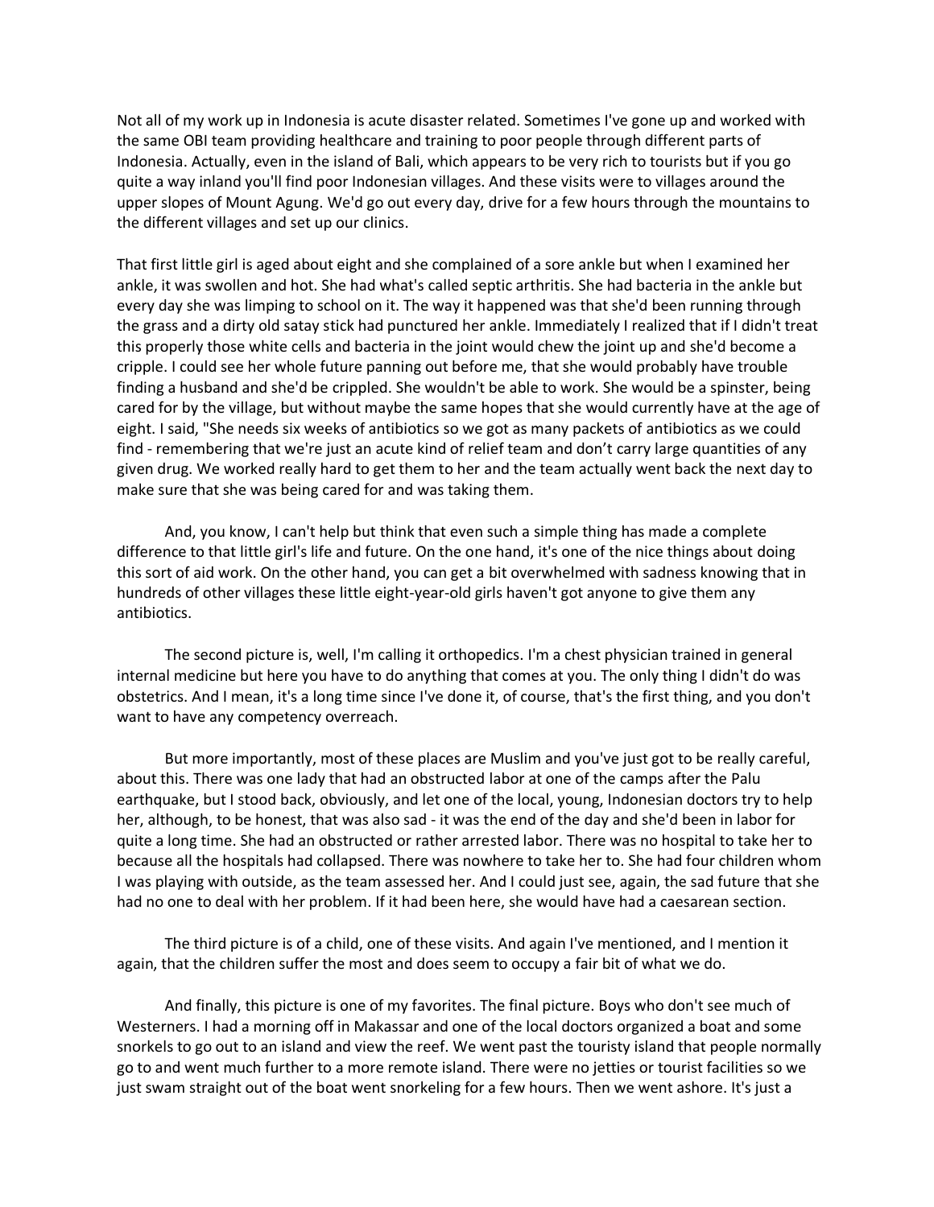Not all of my work up in Indonesia is acute disaster related. Sometimes I've gone up and worked with the same OBI team providing healthcare and training to poor people through different parts of Indonesia. Actually, even in the island of Bali, which appears to be very rich to tourists but if you go quite a way inland you'll find poor Indonesian villages. And these visits were to villages around the upper slopes of Mount Agung. We'd go out every day, drive for a few hours through the mountains to the different villages and set up our clinics.

That first little girl is aged about eight and she complained of a sore ankle but when I examined her ankle, it was swollen and hot. She had what's called septic arthritis. She had bacteria in the ankle but every day she was limping to school on it. The way it happened was that she'd been running through the grass and a dirty old satay stick had punctured her ankle. Immediately I realized that if I didn't treat this properly those white cells and bacteria in the joint would chew the joint up and she'd become a cripple. I could see her whole future panning out before me, that she would probably have trouble finding a husband and she'd be crippled. She wouldn't be able to work. She would be a spinster, being cared for by the village, but without maybe the same hopes that she would currently have at the age of eight. I said, "She needs six weeks of antibiotics so we got as many packets of antibiotics as we could find - remembering that we're just an acute kind of relief team and don't carry large quantities of any given drug. We worked really hard to get them to her and the team actually went back the next day to make sure that she was being cared for and was taking them.

And, you know, I can't help but think that even such a simple thing has made a complete difference to that little girl's life and future. On the one hand, it's one of the nice things about doing this sort of aid work. On the other hand, you can get a bit overwhelmed with sadness knowing that in hundreds of other villages these little eight-year-old girls haven't got anyone to give them any antibiotics.

The second picture is, well, I'm calling it orthopedics. I'm a chest physician trained in general internal medicine but here you have to do anything that comes at you. The only thing I didn't do was obstetrics. And I mean, it's a long time since I've done it, of course, that's the first thing, and you don't want to have any competency overreach.

But more importantly, most of these places are Muslim and you've just got to be really careful, about this. There was one lady that had an obstructed labor at one of the camps after the Palu earthquake, but I stood back, obviously, and let one of the local, young, Indonesian doctors try to help her, although, to be honest, that was also sad - it was the end of the day and she'd been in labor for quite a long time. She had an obstructed or rather arrested labor. There was no hospital to take her to because all the hospitals had collapsed. There was nowhere to take her to. She had four children whom I was playing with outside, as the team assessed her. And I could just see, again, the sad future that she had no one to deal with her problem. If it had been here, she would have had a caesarean section.

The third picture is of a child, one of these visits. And again I've mentioned, and I mention it again, that the children suffer the most and does seem to occupy a fair bit of what we do.

And finally, this picture is one of my favorites. The final picture. Boys who don't see much of Westerners. I had a morning off in Makassar and one of the local doctors organized a boat and some snorkels to go out to an island and view the reef. We went past the touristy island that people normally go to and went much further to a more remote island. There were no jetties or tourist facilities so we just swam straight out of the boat went snorkeling for a few hours. Then we went ashore. It's just a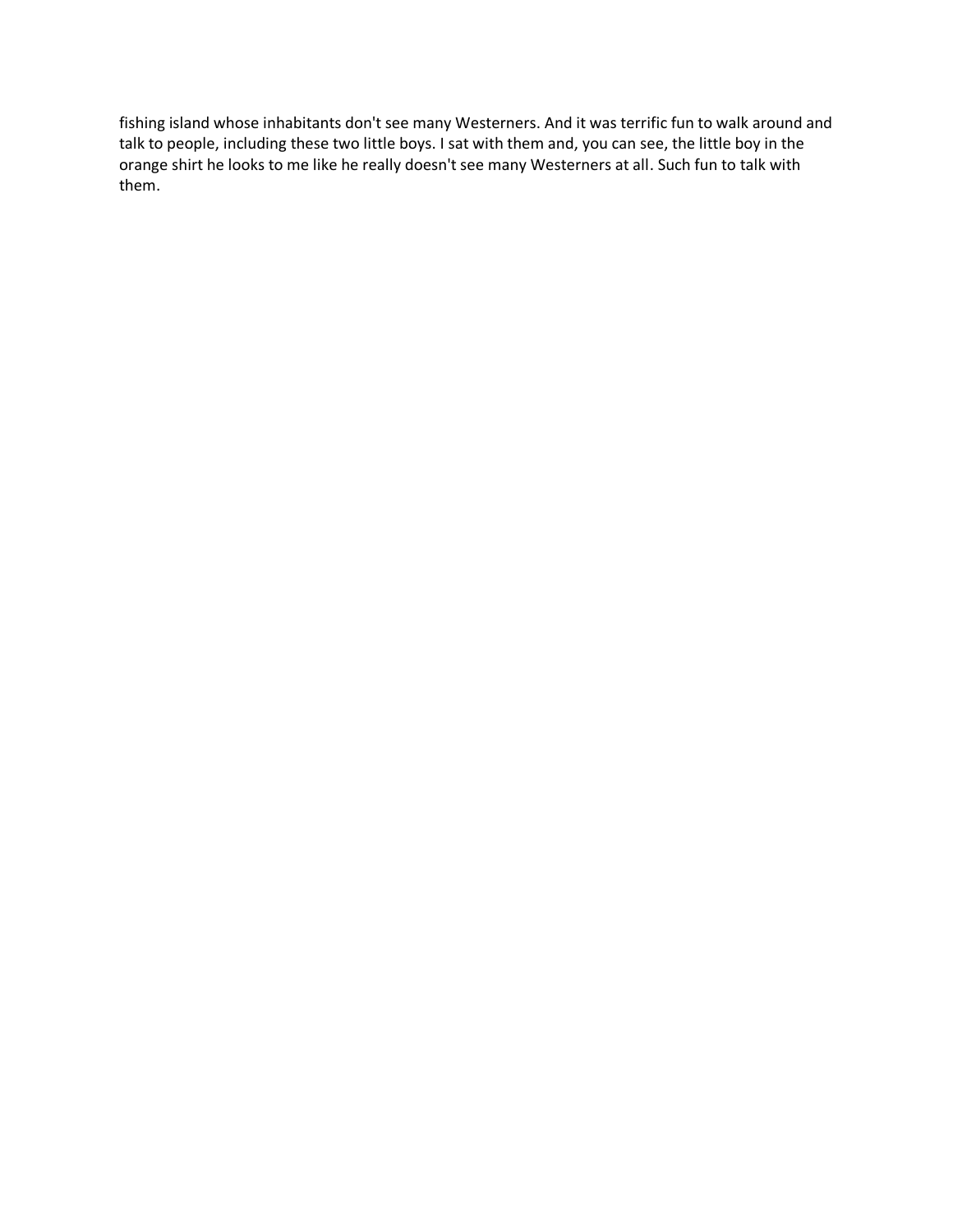fishing island whose inhabitants don't see many Westerners. And it was terrific fun to walk around and talk to people, including these two little boys. I sat with them and, you can see, the little boy in the orange shirt he looks to me like he really doesn't see many Westerners at all. Such fun to talk with them.